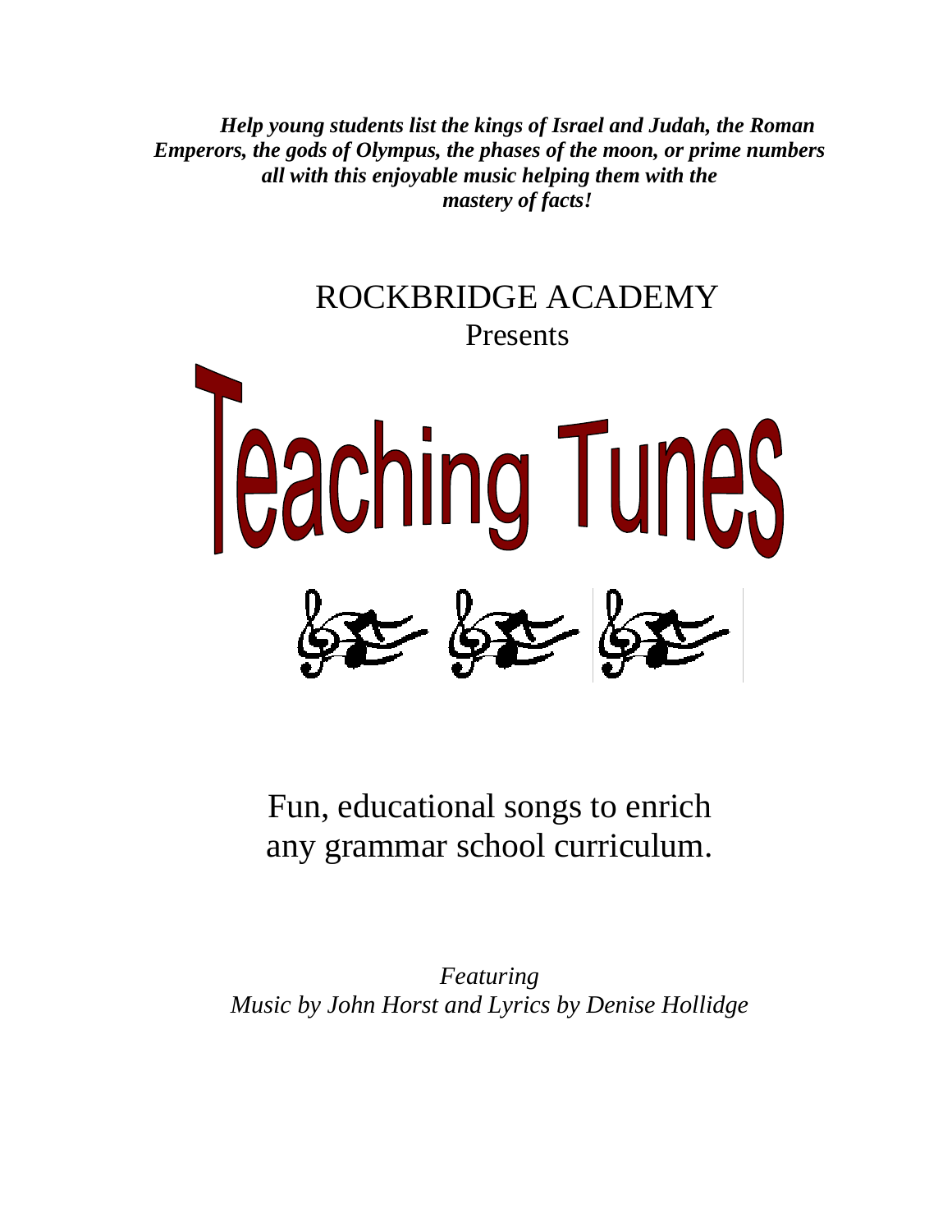***Help young students list the kings of Israel and Judah, the Roman Emperors, the gods of Olympus, the phases of the moon, or prime numbers all with this enjoyable music helping them with the mastery of facts!***

ROCKBRIDGE ACADEMY

Presents

# Teaching Tunes

Fun, educational songs to enrich any grammar school curriculum.

*Featuring*

*Music by John Horst and Lyrics by Denise Hollidge*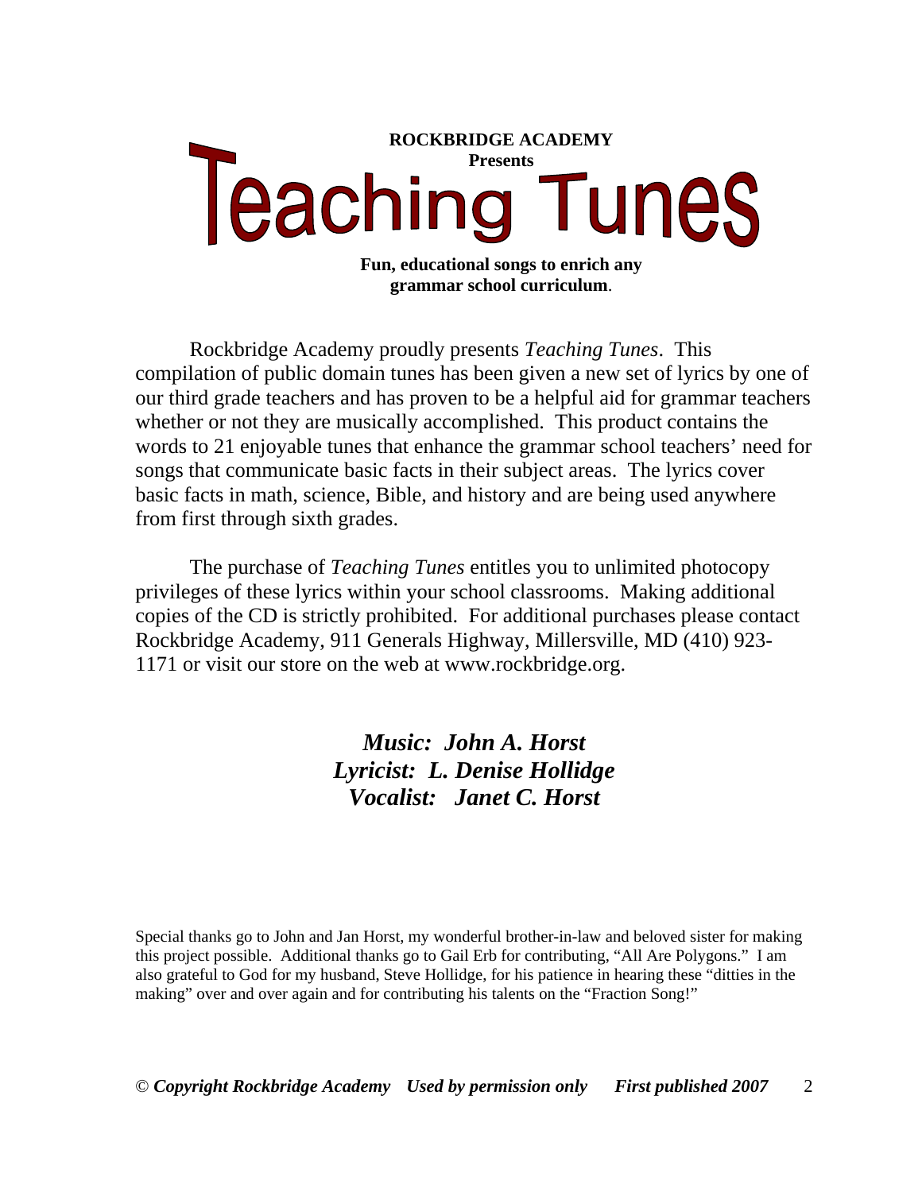**ROCKBRIDGE ACADEMY**
**Presents**

# Teaching Tunes

**Fun, educational songs to enrich any grammar school curriculum**.

Rockbridge Academy proudly presents *Teaching Tunes*. This compilation of public domain tunes has been given a new set of lyrics by one of our third grade teachers and has proven to be a helpful aid for grammar teachers whether or not they are musically accomplished. This product contains the words to 21 enjoyable tunes that enhance the grammar school teachers' need for songs that communicate basic facts in their subject areas. The lyrics cover basic facts in math, science, Bible, and history and are being used anywhere from first through sixth grades.

The purchase of *Teaching Tunes* entitles you to unlimited photocopy privileges of these lyrics within your school classrooms. Making additional copies of the CD is strictly prohibited. For additional purchases please contact Rockbridge Academy, 911 Generals Highway, Millersville, MD (410) 923-1171 or visit our store on the web at www.rockbridge.org.

***Music: John A. Horst***
***Lyricist: L. Denise Hollidge***
***Vocalist: Janet C. Horst***

Special thanks go to John and Jan Horst, my wonderful brother-in-law and beloved sister for making this project possible. Additional thanks go to Gail Erb for contributing, "All Are Polygons." I am also grateful to God for my husband, Steve Hollidge, for his patience in hearing these "ditties in the making" over and over again and for contributing his talents on the "Fraction Song!"

© ***Copyright Rockbridge Academy Used by permission only First published 2007***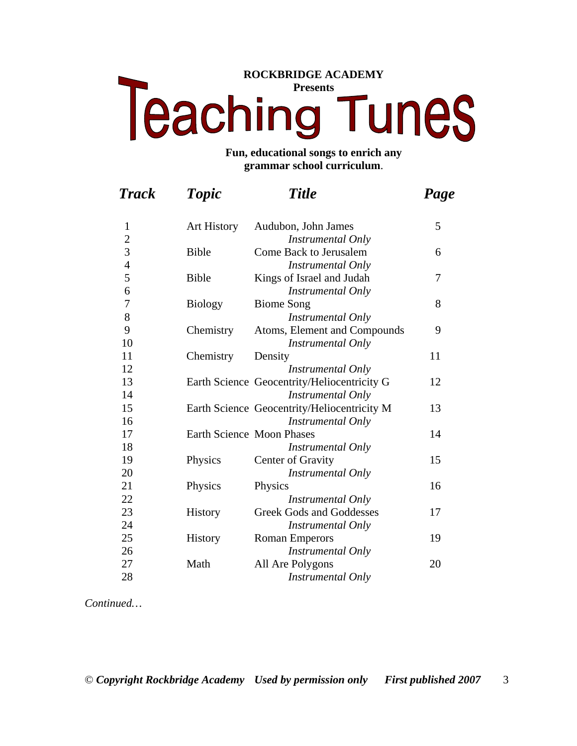**ROCKBRIDGE ACADEMY**
**Presents**

# Teaching Tunes

**Fun, educational songs to enrich any grammar school curriculum.**

| *Track* | *Topic* | *Title* | *Page* |
|---|---|---|---|
| 1 | Art History | Audubon, John James | 5 |
| 2 | | *Instrumental Only* | |
| 3 | Bible | Come Back to Jerusalem | 6 |
| 4 | | *Instrumental Only* | |
| 5 | Bible | Kings of Israel and Judah | 7 |
| 6 | | *Instrumental Only* | |
| 7 | Biology | Biome Song | 8 |
| 8 | | *Instrumental Only* | |
| 9 | Chemistry | Atoms, Element and Compounds | 9 |
| 10 | | *Instrumental Only* | |
| 11 | Chemistry | Density | 11 |
| 12 | | *Instrumental Only* | |
| 13 | Earth Science | Geocentrity/Heliocentricity G | 12 |
| 14 | | *Instrumental Only* | |
| 15 | Earth Science | Geocentrity/Heliocentricity M | 13 |
| 16 | | *Instrumental Only* | |
| 17 | Earth Science | Moon Phases | 14 |
| 18 | | *Instrumental Only* | |
| 19 | Physics | Center of Gravity | 15 |
| 20 | | *Instrumental Only* | |
| 21 | Physics | Physics | 16 |
| 22 | | *Instrumental Only* | |
| 23 | History | Greek Gods and Goddesses | 17 |
| 24 | | *Instrumental Only* | |
| 25 | History | Roman Emperors | 19 |
| 26 | | *Instrumental Only* | |
| 27 | Math | All Are Polygons | 20 |
| 28 | | *Instrumental Only* | |

*Continued…*

© ***Copyright Rockbridge Academy Used by permission only First published 2007***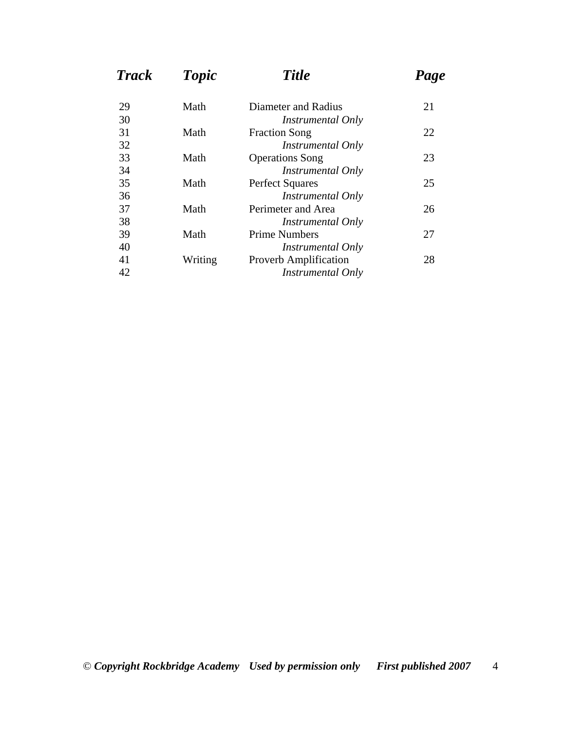| ***Track*** | ***Topic*** | ***Title*** | ***Page*** |
|---|---|---|---|
| 29 | Math | Diameter and Radius | 21 |
| 30 | | *Instrumental Only* | |
| 31 | Math | Fraction Song | 22 |
| 32 | | *Instrumental Only* | |
| 33 | Math | Operations Song | 23 |
| 34 | | *Instrumental Only* | |
| 35 | Math | Perfect Squares | 25 |
| 36 | | *Instrumental Only* | |
| 37 | Math | Perimeter and Area | 26 |
| 38 | | *Instrumental Only* | |
| 39 | Math | Prime Numbers | 27 |
| 40 | | *Instrumental Only* | |
| 41 | Writing | Proverb Amplification | 28 |
| 42 | | *Instrumental Only* | |

© ***Copyright Rockbridge Academy Used by permission only First published 2007***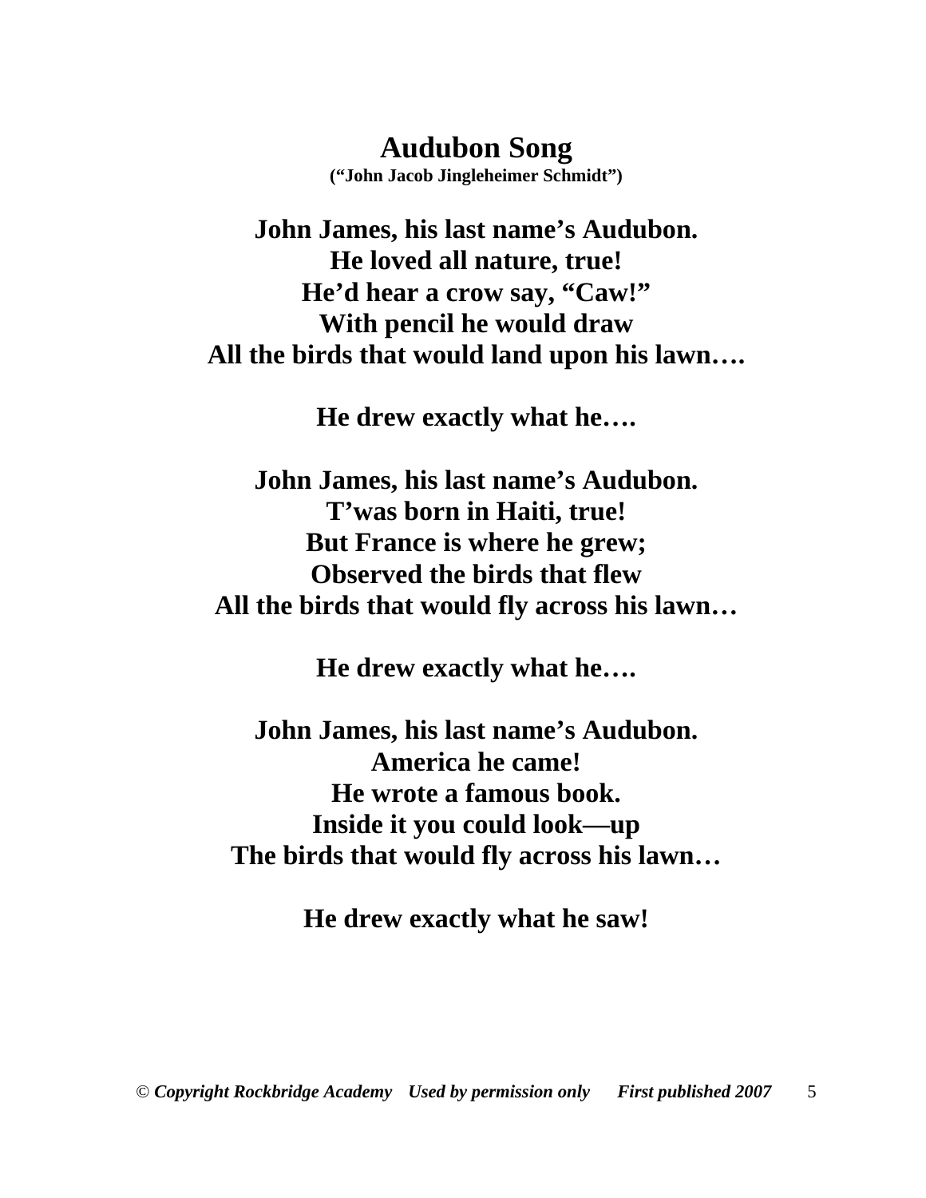# Audubon Song

**("John Jacob Jingleheimer Schmidt")**

**John James, his last name's Audubon.**
**He loved all nature, true!**
**He'd hear a crow say, "Caw!"**
**With pencil he would draw**
**All the birds that would land upon his lawn….**

**He drew exactly what he….**

**John James, his last name's Audubon.**
**T'was born in Haiti, true!**
**But France is where he grew;**
**Observed the birds that flew**
**All the birds that would fly across his lawn…**

**He drew exactly what he….**

**John James, his last name's Audubon.**
**America he came!**
**He wrote a famous book.**
**Inside it you could look—up**
**The birds that would fly across his lawn…**

**He drew exactly what he saw!**

© *Copyright Rockbridge Academy Used by permission only First published 2007*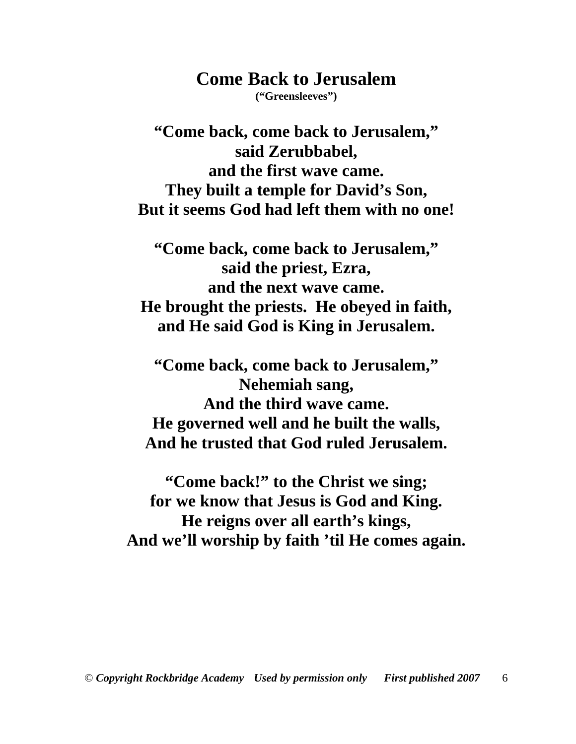# Come Back to Jerusalem

**(“Greensleeves”)**

**“Come back, come back to Jerusalem,”**
**said Zerubbabel,**
**and the first wave came.**
**They built a temple for David’s Son,**
**But it seems God had left them with no one!**

**“Come back, come back to Jerusalem,”**
**said the priest, Ezra,**
**and the next wave came.**
**He brought the priests.  He obeyed in faith,**
**and He said God is King in Jerusalem.**

**“Come back, come back to Jerusalem,”**
**Nehemiah sang,**
**And the third wave came.**
**He governed well and he built the walls,**
**And he trusted that God ruled Jerusalem.**

**“Come back!” to the Christ we sing;**
**for we know that Jesus is God and King.**
**He reigns over all earth’s kings,**
**And we’ll worship by faith ’til He comes again.**

© ***Copyright Rockbridge Academy   Used by permission only   First published 2007***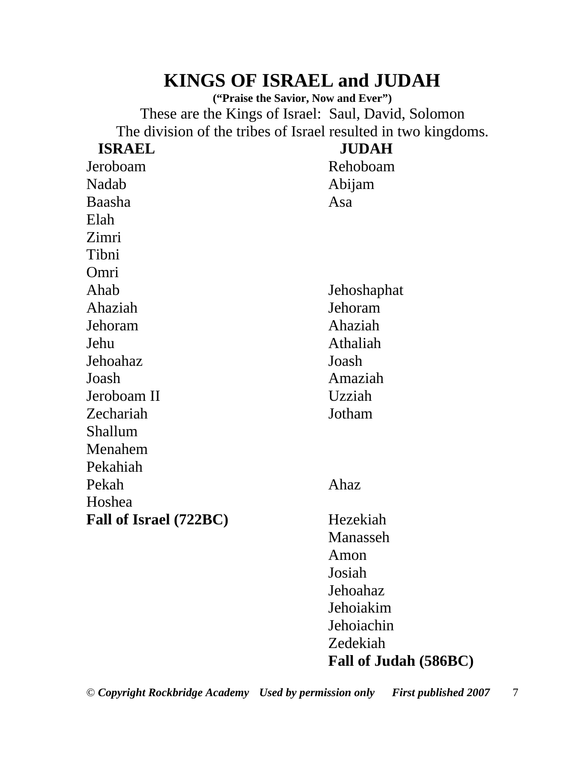# KINGS OF ISRAEL and JUDAH

**("Praise the Savior, Now and Ever")**

These are the Kings of Israel: Saul, David, Solomon

The division of the tribes of Israel resulted in two kingdoms.

| ISRAEL | JUDAH |
|---|---|
| Jeroboam | Rehoboam |
| Nadab | Abijam |
| Baasha | Asa |
| Elah | |
| Zimri | |
| Tibni | |
| Omri | |
| Ahab | Jehoshaphat |
| Ahaziah | Jehoram |
| Jehoram | Ahaziah |
| Jehu | Athaliah |
| Jehoahaz | Joash |
| Joash | Amaziah |
| Jeroboam II | Uzziah |
| Zechariah | Jotham |
| Shallum | |
| Menahem | |
| Pekahiah | |
| Pekah | Ahaz |
| Hoshea | |
| **Fall of Israel (722BC)** | Hezekiah |
| | Manasseh |
| | Amon |
| | Josiah |
| | Jehoahaz |
| | Jehoiakim |
| | Jehoiachin |
| | Zedekiah |
| | **Fall of Judah (586BC)** |

© *Copyright Rockbridge Academy Used by permission only First published 2007*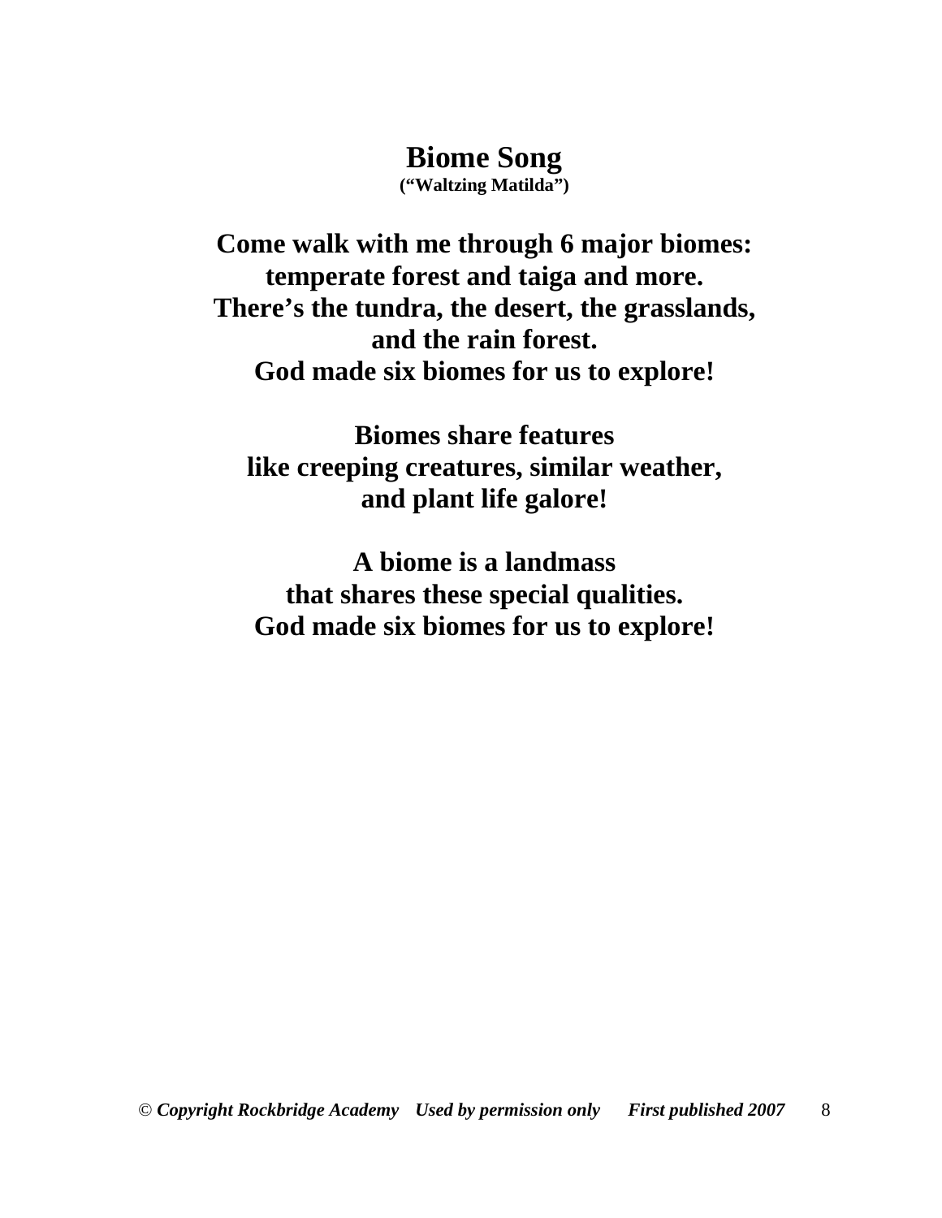# Biome Song

**("Waltzing Matilda")**

**Come walk with me through 6 major biomes:**
**temperate forest and taiga and more.**
**There's the tundra, the desert, the grasslands,**
**and the rain forest.**
**God made six biomes for us to explore!**

**Biomes share features**
**like creeping creatures, similar weather,**
**and plant life galore!**

**A biome is a landmass**
**that shares these special qualities.**
**God made six biomes for us to explore!**

© *Copyright Rockbridge Academy* *Used by permission only* *First published 2007*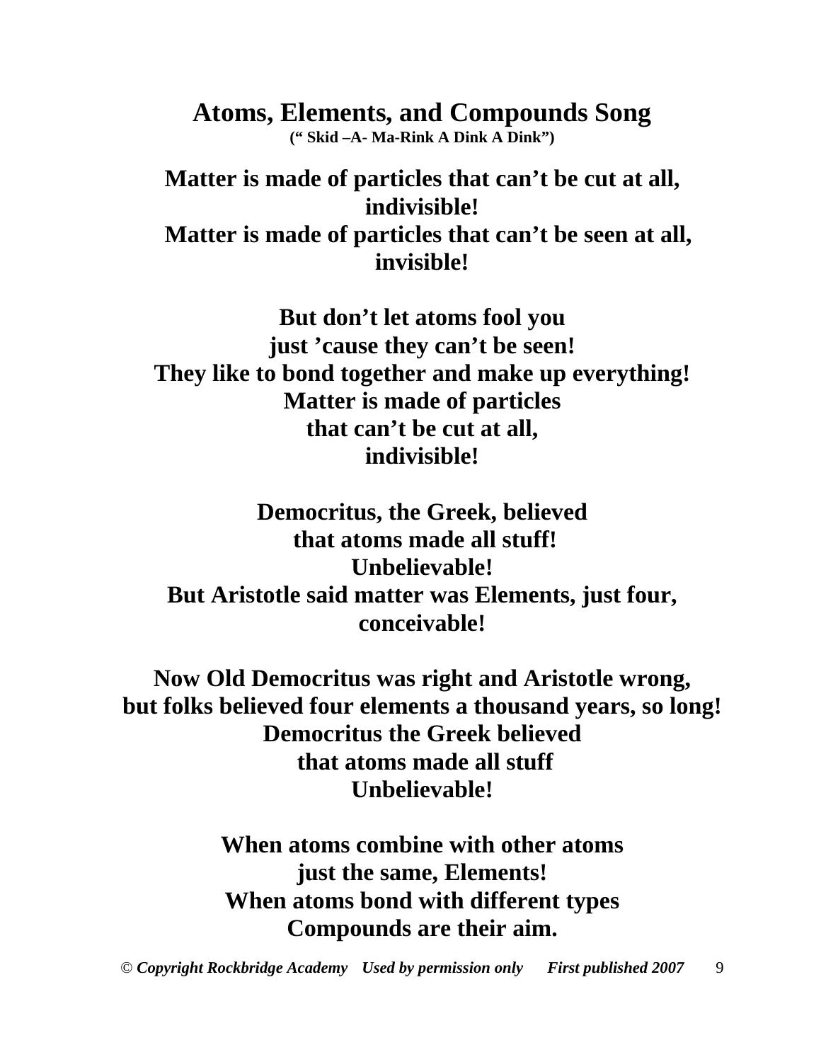# Atoms, Elements, and Compounds Song

**(" Skid –A- Ma-Rink A Dink A Dink")**

**Matter is made of particles that can't be cut at all,**
**indivisible!**
**Matter is made of particles that can't be seen at all,**
**invisible!**

**But don't let atoms fool you**
**just 'cause they can't be seen!**
**They like to bond together and make up everything!**
**Matter is made of particles**
**that can't be cut at all,**
**indivisible!**

**Democritus, the Greek, believed**
**that atoms made all stuff!**
**Unbelievable!**
**But Aristotle said matter was Elements, just four,**
**conceivable!**

**Now Old Democritus was right and Aristotle wrong,**
**but folks believed four elements a thousand years, so long!**
**Democritus the Greek believed**
**that atoms made all stuff**
**Unbelievable!**

**When atoms combine with other atoms**
**just the same, Elements!**
**When atoms bond with different types**
**Compounds are their aim.**

© *Copyright Rockbridge Academy Used by permission only First published 2007*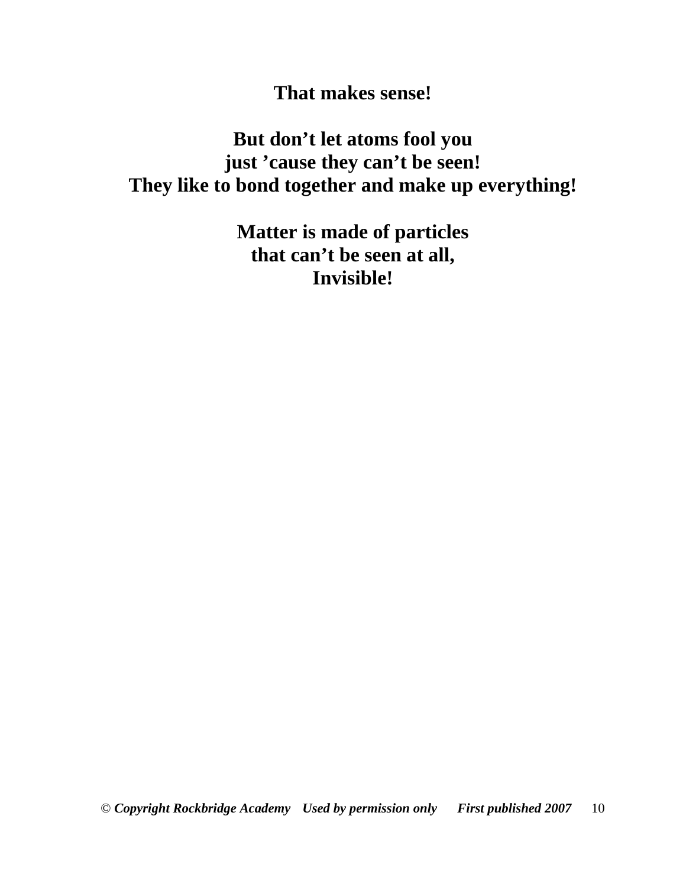**That makes sense!**

**But don’t let atoms fool you**  
**just ’cause they can’t be seen!**  
**They like to bond together and make up everything!**

**Matter is made of particles**  
**that can’t be seen at all,**  
**Invisible!**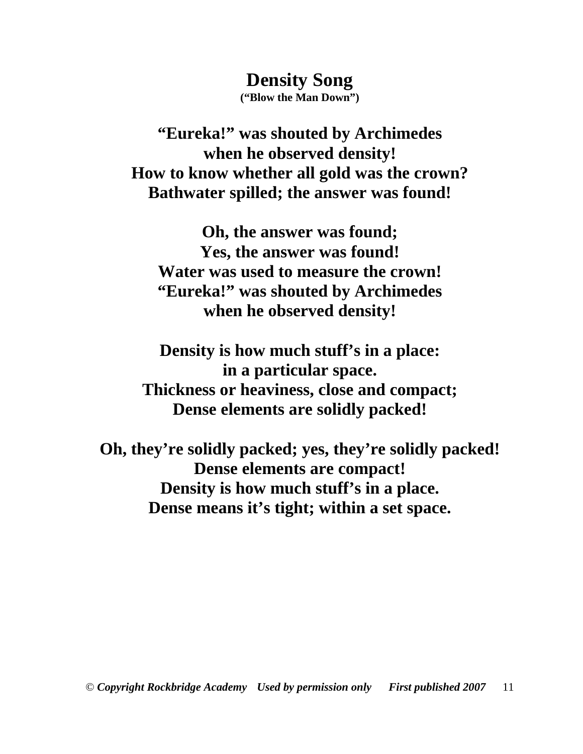# Density Song

**("Blow the Man Down")**

**"Eureka!" was shouted by Archimedes**
**when he observed density!**
**How to know whether all gold was the crown?**
**Bathwater spilled; the answer was found!**

**Oh, the answer was found;**
**Yes, the answer was found!**
**Water was used to measure the crown!**
**"Eureka!" was shouted by Archimedes**
**when he observed density!**

**Density is how much stuff's in a place:**
**in a particular space.**
**Thickness or heaviness, close and compact;**
**Dense elements are solidly packed!**

**Oh, they're solidly packed; yes, they're solidly packed!**
**Dense elements are compact!**
**Density is how much stuff's in a place.**
**Dense means it's tight; within a set space.**

© ***Copyright Rockbridge Academy Used by permission only First published 2007***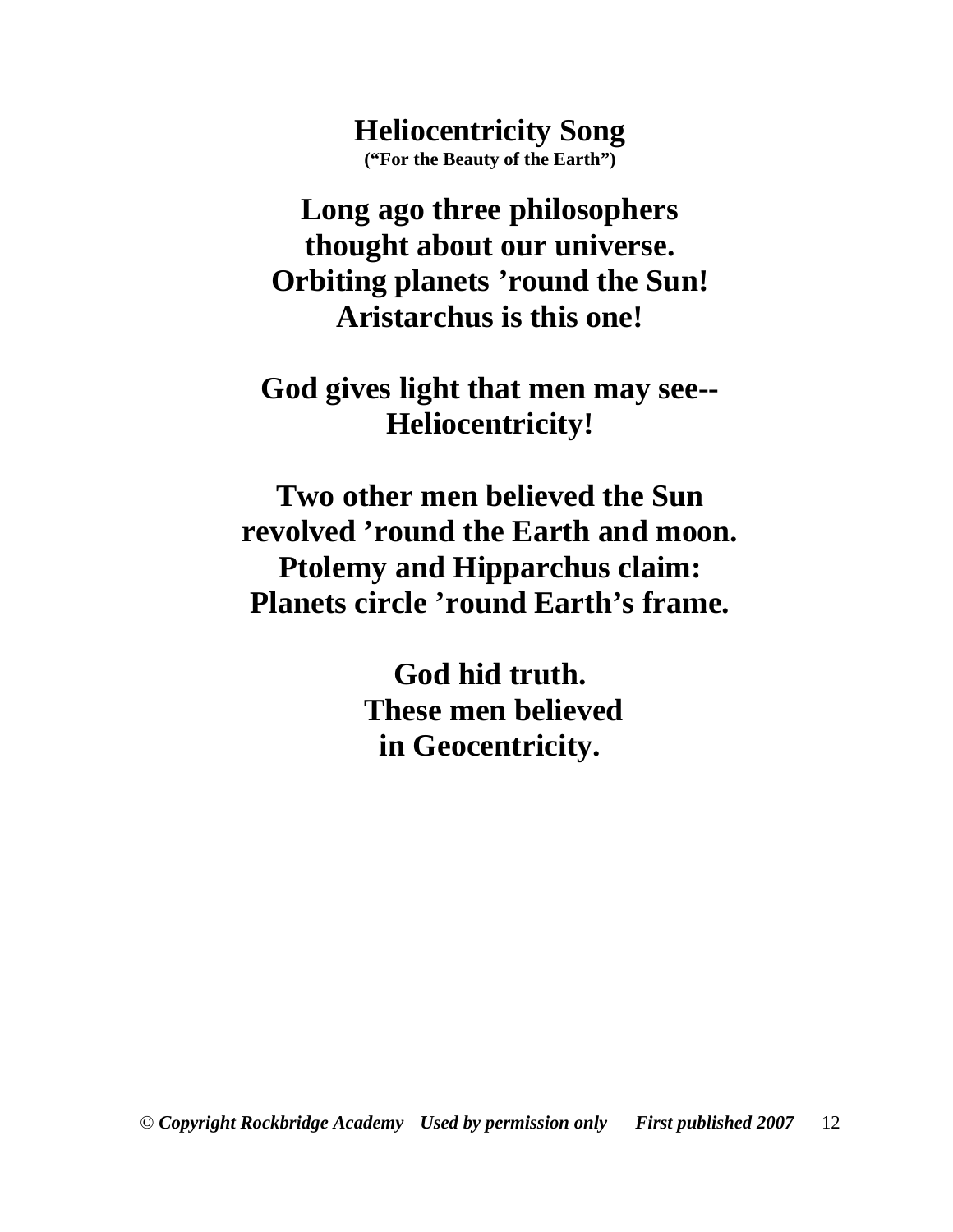# Heliocentricity Song

**("For the Beauty of the Earth")**

**Long ago three philosophers**
**thought about our universe.**
**Orbiting planets 'round the Sun!**
**Aristarchus is this one!**

**God gives light that men may see--**
**Heliocentricity!**

**Two other men believed the Sun**
**revolved 'round the Earth and moon.**
**Ptolemy and Hipparchus claim:**
**Planets circle 'round Earth's frame.**

**God hid truth.**
**These men believed**
**in Geocentricity.**

© ***Copyright Rockbridge Academy Used by permission only First published 2007***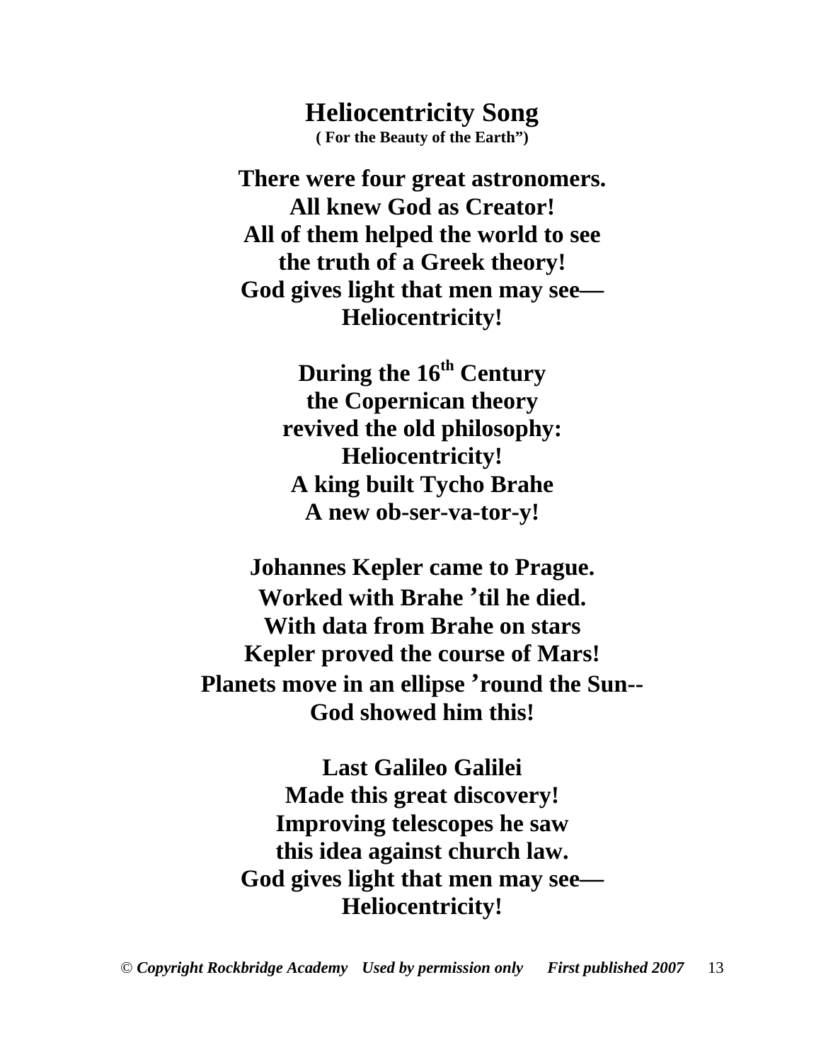# Heliocentricity Song

**( For the Beauty of the Earth")**

**There were four great astronomers.**
**All knew God as Creator!**
**All of them helped the world to see**
**the truth of a Greek theory!**
**God gives light that men may see—**
**Heliocentricity!**

**During the 16th Century**
**the Copernican theory**
**revived the old philosophy:**
**Heliocentricity!**
**A king built Tycho Brahe**
**A new ob-ser-va-tor-y!**

**Johannes Kepler came to Prague.**
**Worked with Brahe 'til he died.**
**With data from Brahe on stars**
**Kepler proved the course of Mars!**
**Planets move in an ellipse 'round the Sun--**
**God showed him this!**

**Last Galileo Galilei**
**Made this great discovery!**
**Improving telescopes he saw**
**this idea against church law.**
**God gives light that men may see—**
**Heliocentricity!**

© *Copyright Rockbridge Academy Used by permission only First published 2007*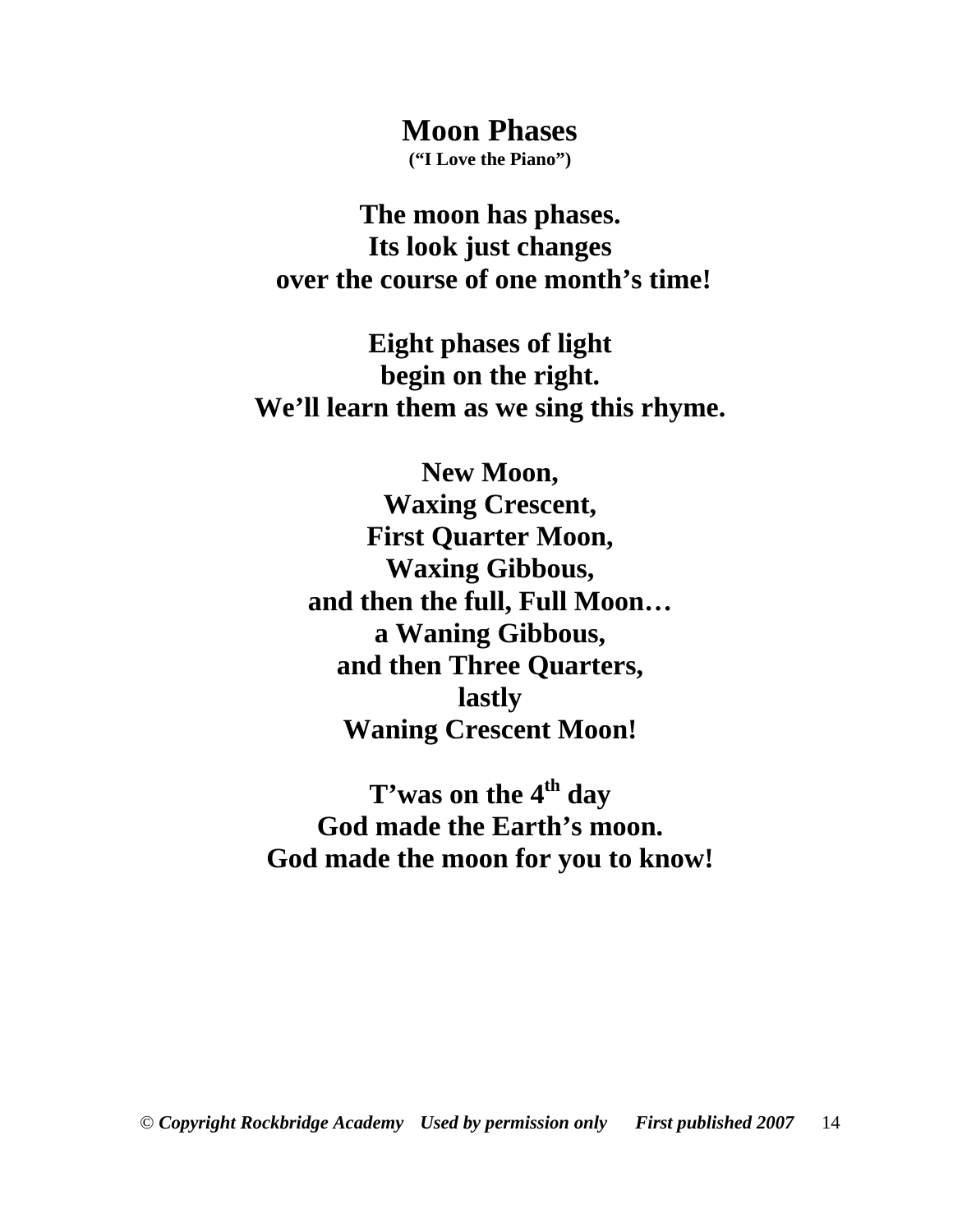# Moon Phases

**("I Love the Piano")**

**The moon has phases.**
**Its look just changes**
**over the course of one month's time!**

**Eight phases of light**
**begin on the right.**
**We'll learn them as we sing this rhyme.**

**New Moon,**
**Waxing Crescent,**
**First Quarter Moon,**
**Waxing Gibbous,**
**and then the full, Full Moon…**
**a Waning Gibbous,**
**and then Three Quarters,**
**lastly**
**Waning Crescent Moon!**

**T'was on the 4th day**
**God made the Earth's moon.**
**God made the moon for you to know!**

© *Copyright Rockbridge Academy Used by permission only First published 2007*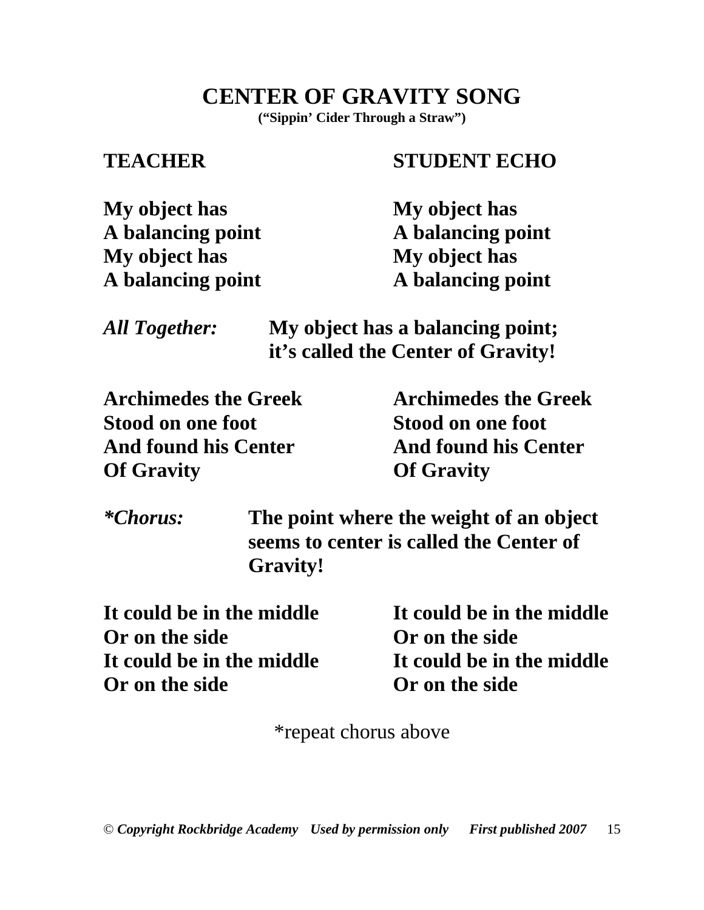# CENTER OF GRAVITY SONG

**("Sippin' Cider Through a Straw")**

| TEACHER | STUDENT ECHO |
| --- | --- |
| My object has | My object has |
| A balancing point | A balancing point |
| My object has | My object has |
| A balancing point | A balancing point |

***All Together:*** **My object has a balancing point; it's called the Center of Gravity!**

| TEACHER | STUDENT ECHO |
| --- | --- |
| Archimedes the Greek | Archimedes the Greek |
| Stood on one foot | Stood on one foot |
| And found his Center | And found his Center |
| Of Gravity | Of Gravity |

***\*Chorus:*** **The point where the weight of an object seems to center is called the Center of Gravity!**

| TEACHER | STUDENT ECHO |
| --- | --- |
| It could be in the middle | It could be in the middle |
| Or on the side | Or on the side |
| It could be in the middle | It could be in the middle |
| Or on the side | Or on the side |

\*repeat chorus above

© *Copyright Rockbridge Academy Used by permission only First published 2007*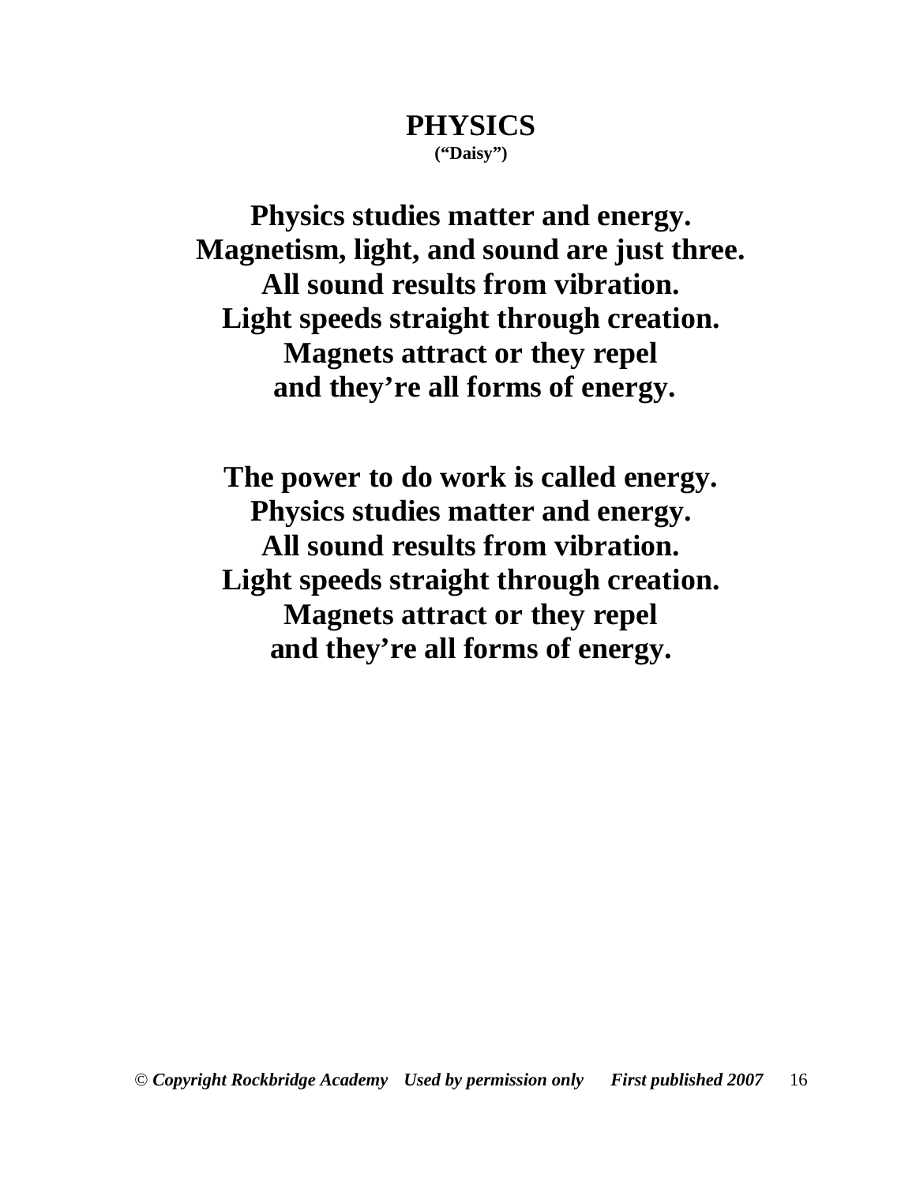# PHYSICS

**("Daisy")**

**Physics studies matter and energy.**
**Magnetism, light, and sound are just three.**
**All sound results from vibration.**
**Light speeds straight through creation.**
**Magnets attract or they repel**
**and they're all forms of energy.**

**The power to do work is called energy.**
**Physics studies matter and energy.**
**All sound results from vibration.**
**Light speeds straight through creation.**
**Magnets attract or they repel**
**and they're all forms of energy.**

© *Copyright Rockbridge Academy Used by permission only First published 2007*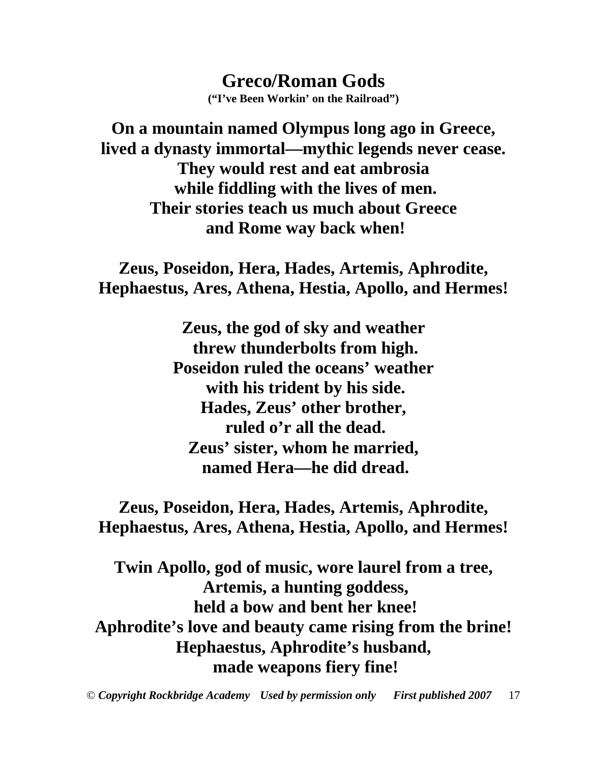## Greco/Roman Gods

**(“I’ve Been Workin’ on the Railroad”)**

**On a mountain named Olympus long ago in Greece,**
**lived a dynasty immortal—mythic legends never cease.**
**They would rest and eat ambrosia**
**while fiddling with the lives of men.**
**Their stories teach us much about Greece**
**and Rome way back when!**

**Zeus, Poseidon, Hera, Hades, Artemis, Aphrodite,**
**Hephaestus, Ares, Athena, Hestia, Apollo, and Hermes!**

**Zeus, the god of sky and weather**
**threw thunderbolts from high.**
**Poseidon ruled the oceans’ weather**
**with his trident by his side.**
**Hades, Zeus’ other brother,**
**ruled o’r all the dead.**
**Zeus’ sister, whom he married,**
**named Hera—he did dread.**

**Zeus, Poseidon, Hera, Hades, Artemis, Aphrodite,**
**Hephaestus, Ares, Athena, Hestia, Apollo, and Hermes!**

**Twin Apollo, god of music, wore laurel from a tree,**
**Artemis, a hunting goddess,**
**held a bow and bent her knee!**
**Aphrodite’s love and beauty came rising from the brine!**
**Hephaestus, Aphrodite’s husband,**
**made weapons fiery fine!**

© *Copyright Rockbridge Academy Used by permission only First published 2007*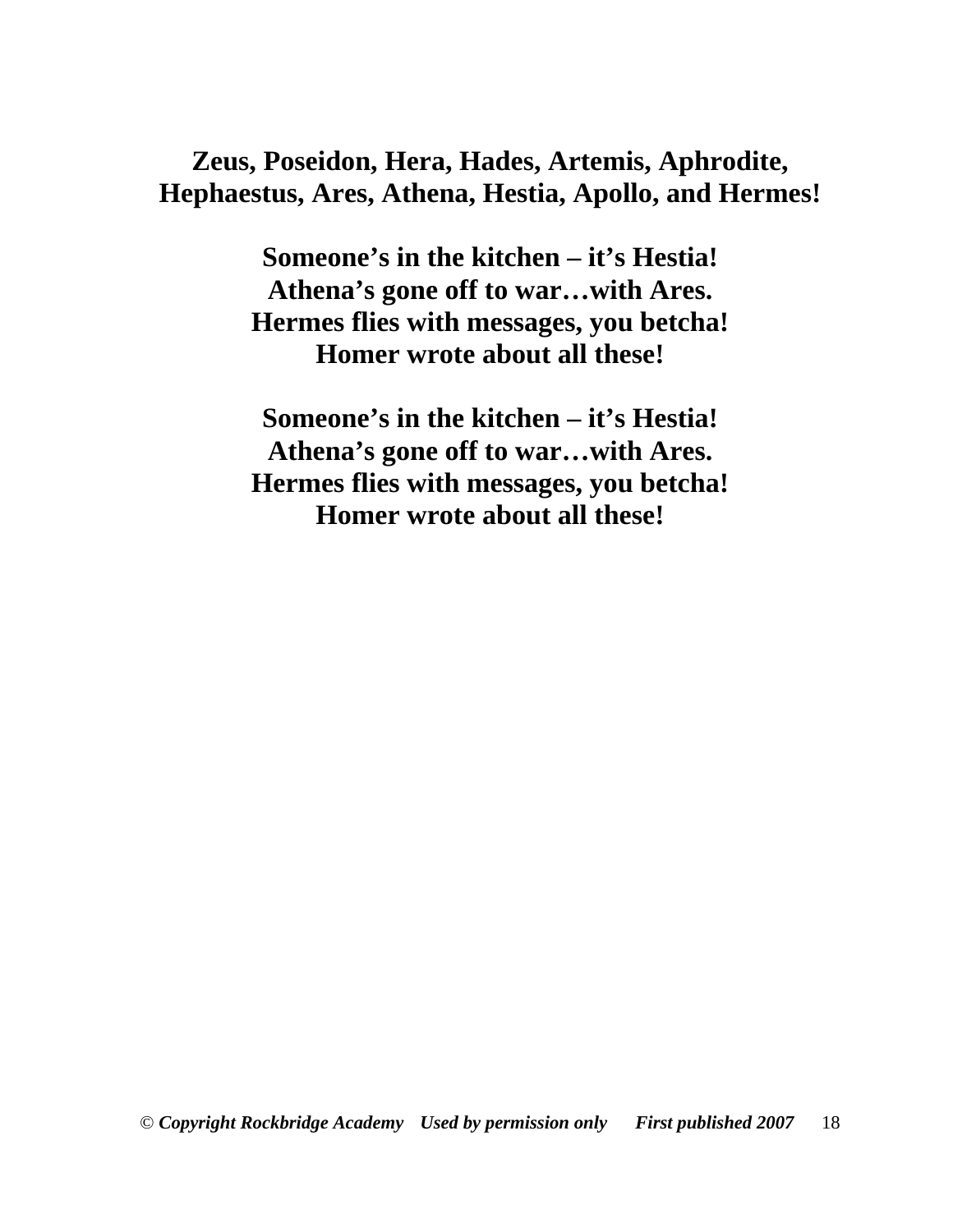**Zeus, Poseidon, Hera, Hades, Artemis, Aphrodite,**
**Hephaestus, Ares, Athena, Hestia, Apollo, and Hermes!**

**Someone's in the kitchen – it's Hestia!**
**Athena's gone off to war…with Ares.**
**Hermes flies with messages, you betcha!**
**Homer wrote about all these!**

**Someone's in the kitchen – it's Hestia!**
**Athena's gone off to war…with Ares.**
**Hermes flies with messages, you betcha!**
**Homer wrote about all these!**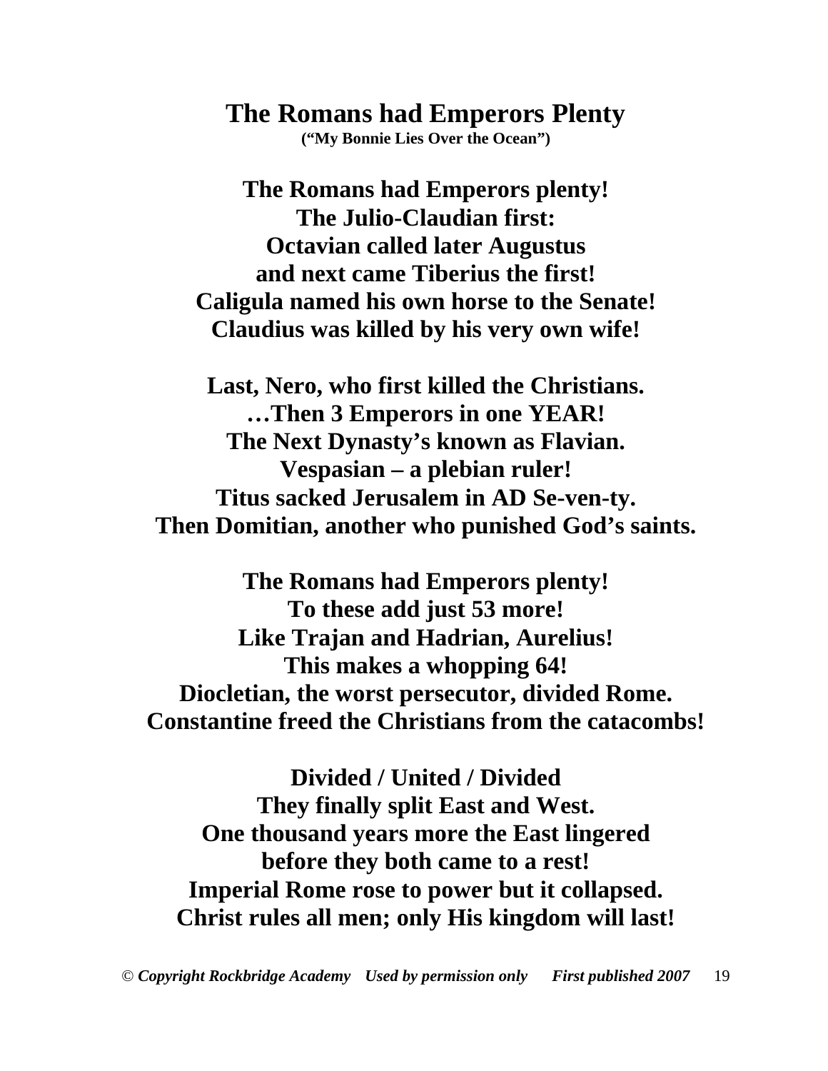# The Romans had Emperors Plenty

**("My Bonnie Lies Over the Ocean")**

**The Romans had Emperors plenty!**
**The Julio-Claudian first:**
**Octavian called later Augustus**
**and next came Tiberius the first!**
**Caligula named his own horse to the Senate!**
**Claudius was killed by his very own wife!**

**Last, Nero, who first killed the Christians.**
**…Then 3 Emperors in one YEAR!**
**The Next Dynasty's known as Flavian.**
**Vespasian – a plebian ruler!**
**Titus sacked Jerusalem in AD Se-ven-ty.**
**Then Domitian, another who punished God's saints.**

**The Romans had Emperors plenty!**
**To these add just 53 more!**
**Like Trajan and Hadrian, Aurelius!**
**This makes a whopping 64!**
**Diocletian, the worst persecutor, divided Rome.**
**Constantine freed the Christians from the catacombs!**

**Divided / United / Divided**
**They finally split East and West.**
**One thousand years more the East lingered**
**before they both came to a rest!**
**Imperial Rome rose to power but it collapsed.**
**Christ rules all men; only His kingdom will last!**

© ***Copyright Rockbridge Academy Used by permission only First published 2007***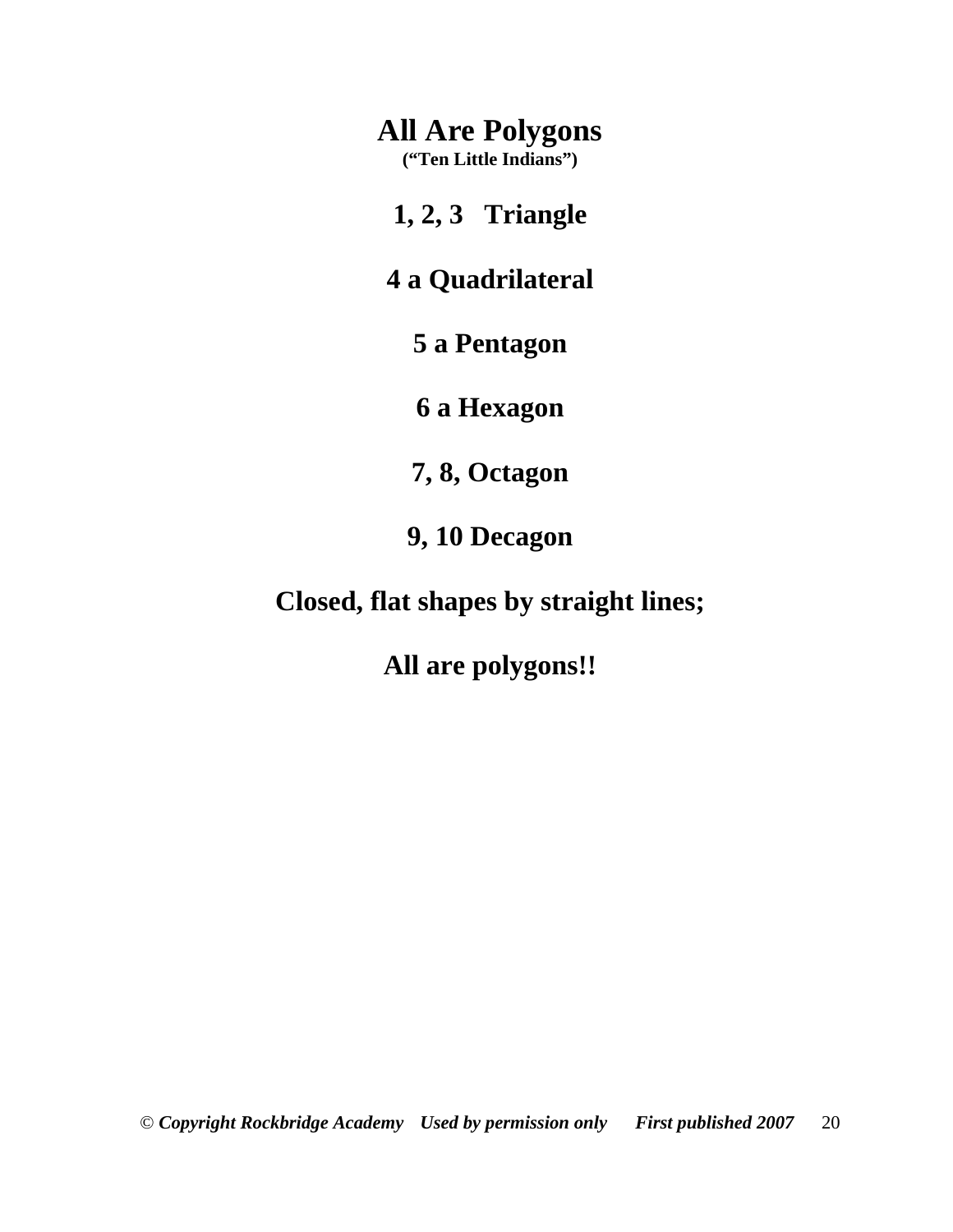# All Are Polygons

**(“Ten Little Indians”)**

**1, 2, 3 Triangle**

**4 a Quadrilateral**

**5 a Pentagon**

**6 a Hexagon**

**7, 8, Octagon**

**9, 10 Decagon**

**Closed, flat shapes by straight lines;**

**All are polygons!!**

© ***Copyright Rockbridge Academy Used by permission only First published 2007***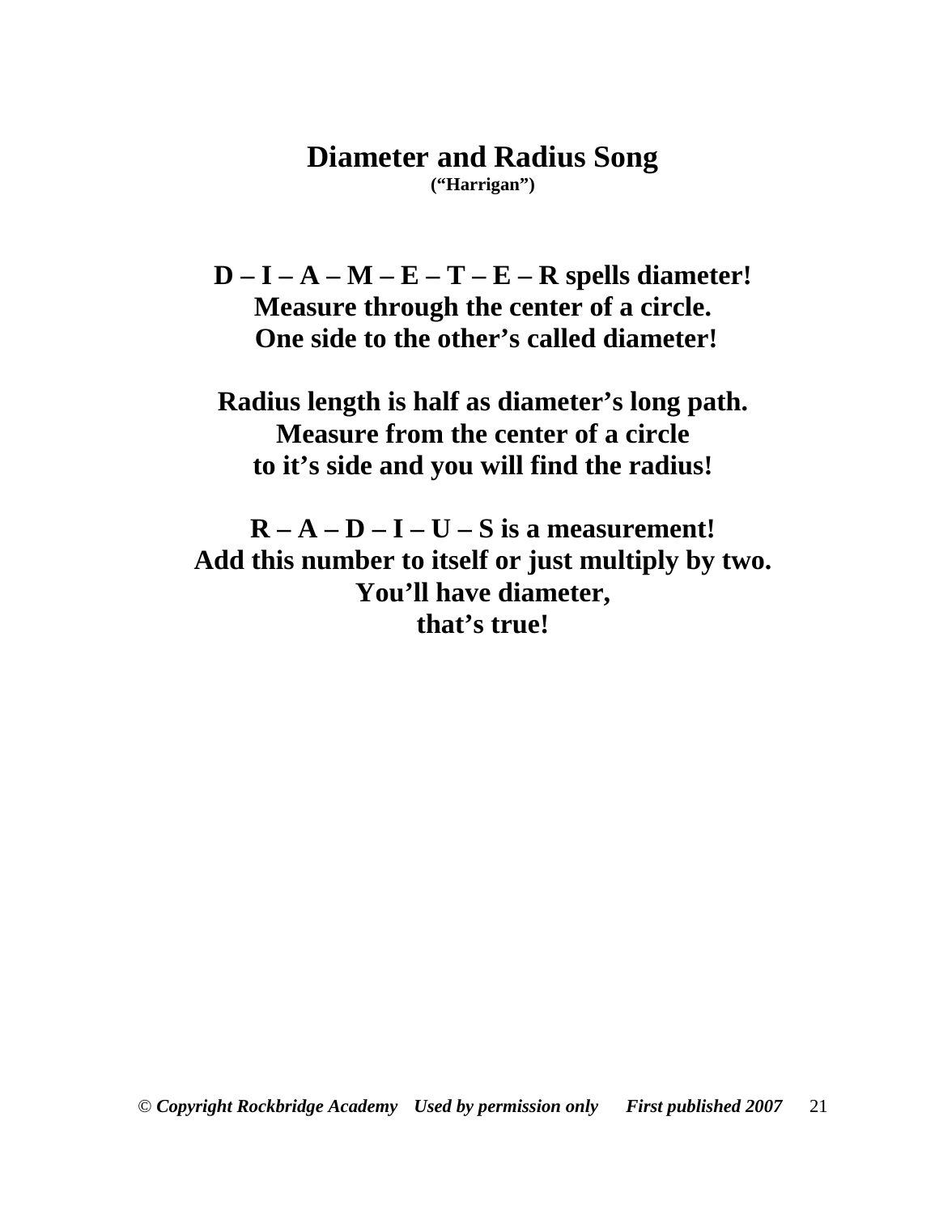# Diameter and Radius Song

**("Harrigan")**

**D – I – A – M – E – T – E – R spells diameter!**
**Measure through the center of a circle.**
**One side to the other's called diameter!**

**Radius length is half as diameter's long path.**
**Measure from the center of a circle**
**to it's side and you will find the radius!**

**R – A – D – I – U – S is a measurement!**
**Add this number to itself or just multiply by two.**
**You'll have diameter,**
**that's true!**

© *Copyright Rockbridge Academy Used by permission only First published 2007*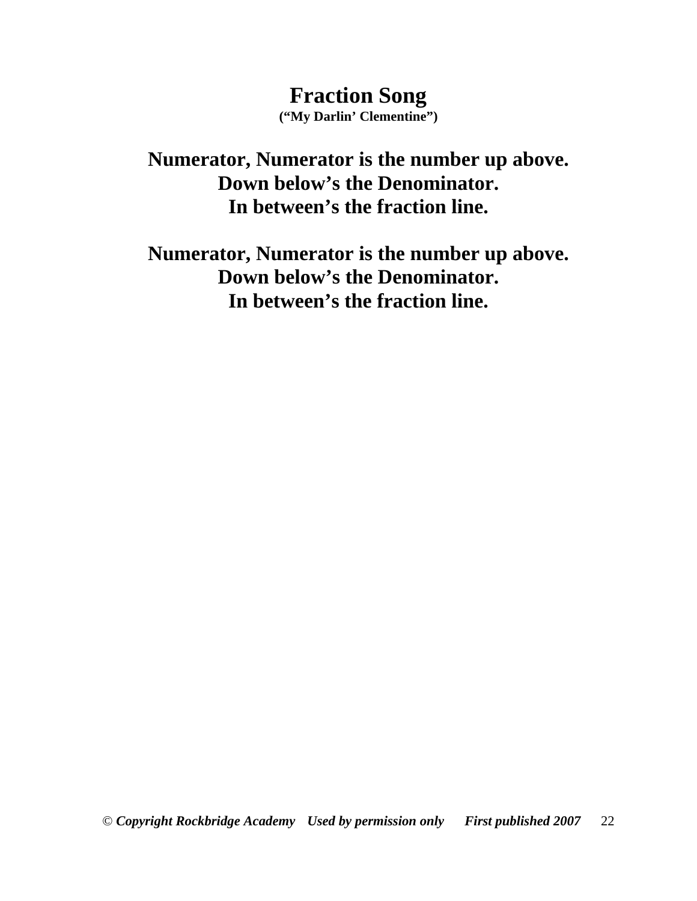# Fraction Song

**("My Darlin' Clementine")**

**Numerator, Numerator is the number up above.**
**Down below's the Denominator.**
**In between's the fraction line.**

**Numerator, Numerator is the number up above.**
**Down below's the Denominator.**
**In between's the fraction line.**

© *Copyright Rockbridge Academy Used by permission only First published 2007*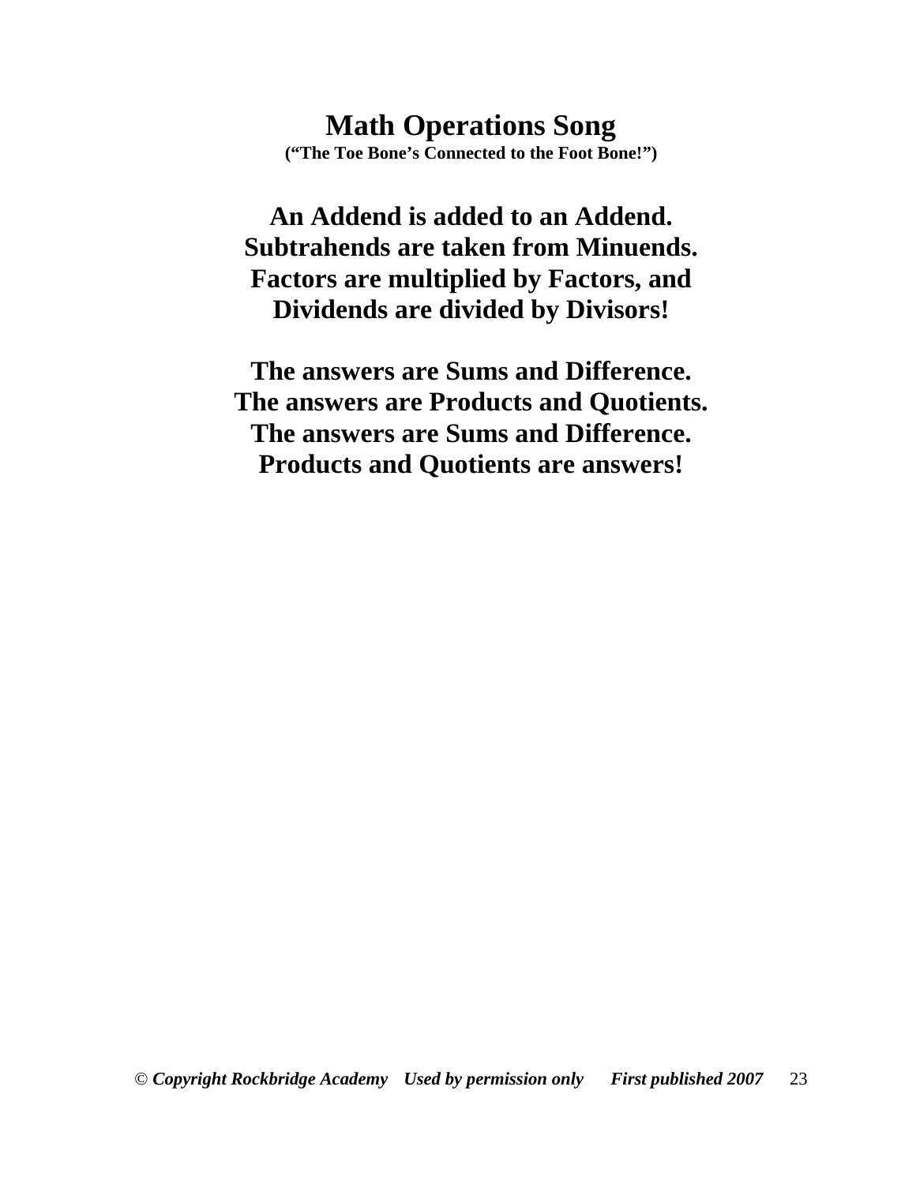# Math Operations Song

**("The Toe Bone's Connected to the Foot Bone!")**

**An Addend is added to an Addend.**
**Subtrahends are taken from Minuends.**
**Factors are multiplied by Factors, and**
**Dividends are divided by Divisors!**

**The answers are Sums and Difference.**
**The answers are Products and Quotients.**
**The answers are Sums and Difference.**
**Products and Quotients are answers!**

© *Copyright Rockbridge Academy* *Used by permission only* *First published 2007*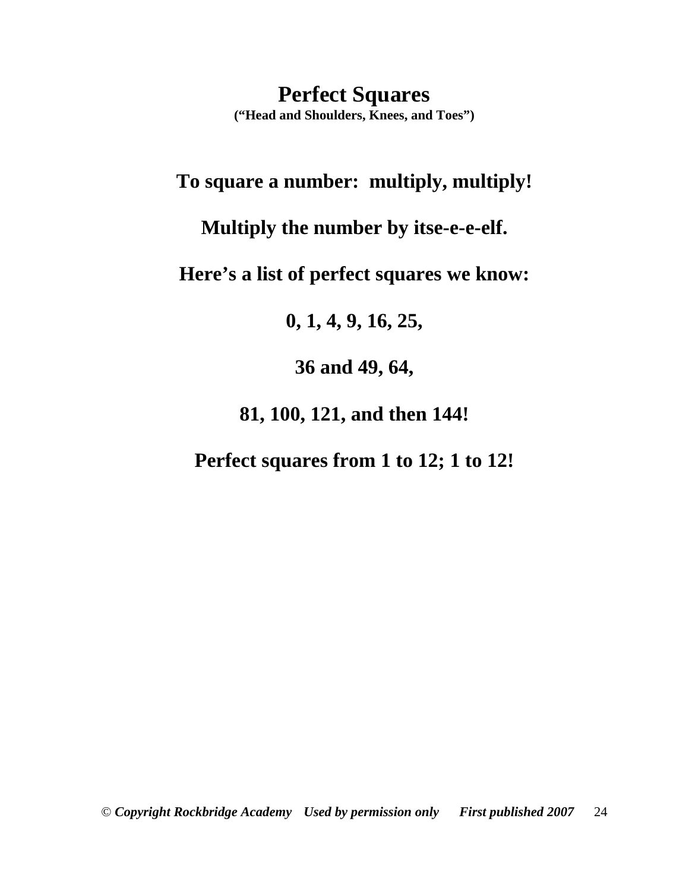# Perfect Squares

**("Head and Shoulders, Knees, and Toes")**

**To square a number: multiply, multiply!**

**Multiply the number by itse-e-e-elf.**

**Here's a list of perfect squares we know:**

**0, 1, 4, 9, 16, 25,**

**36 and 49, 64,**

**81, 100, 121, and then 144!**

**Perfect squares from 1 to 12; 1 to 12!**

© ***Copyright Rockbridge Academy Used by permission only First published 2007***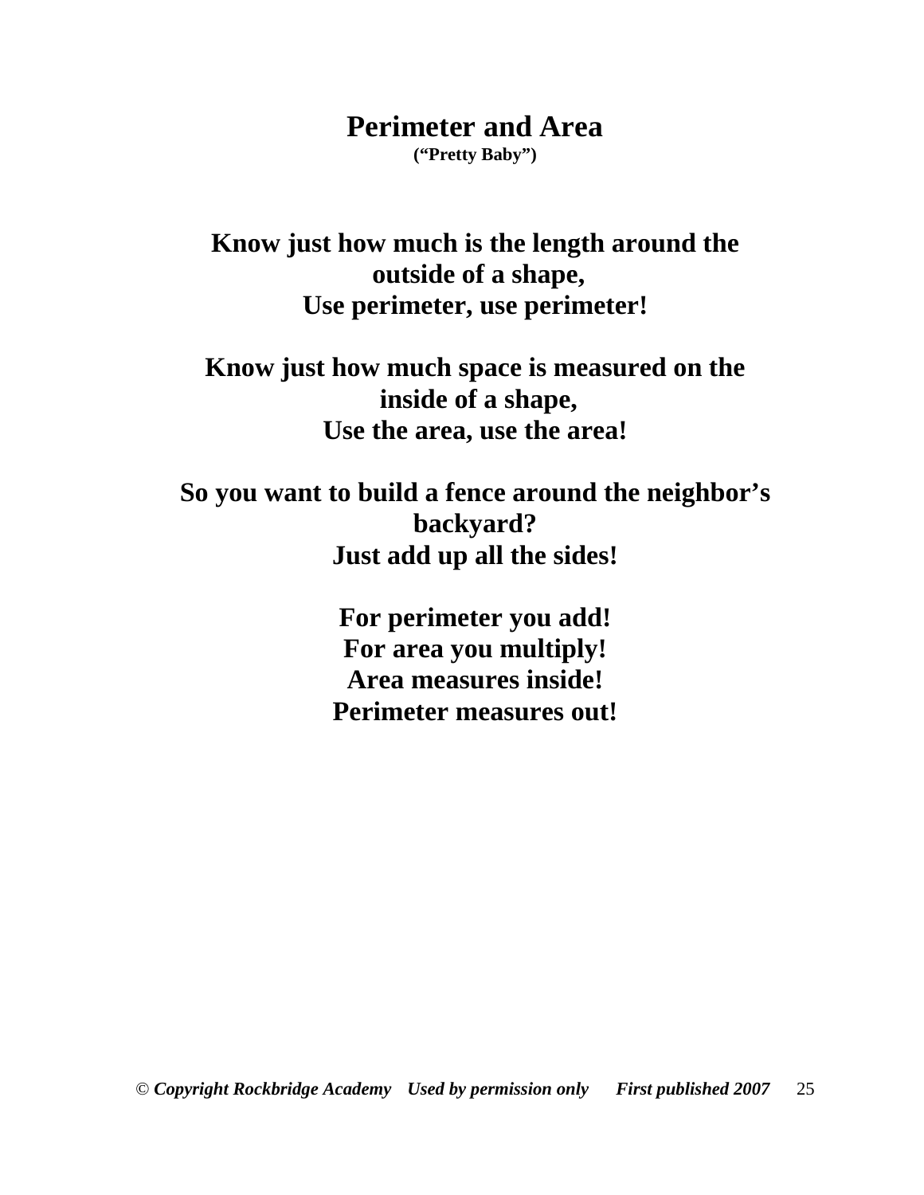# Perimeter and Area

**("Pretty Baby")**

**Know just how much is the length around the outside of a shape,**
**Use perimeter, use perimeter!**

**Know just how much space is measured on the inside of a shape,**
**Use the area, use the area!**

**So you want to build a fence around the neighbor's backyard?**
**Just add up all the sides!**

**For perimeter you add!**
**For area you multiply!**
**Area measures inside!**
**Perimeter measures out!**

© *Copyright Rockbridge Academy Used by permission only First published 2007*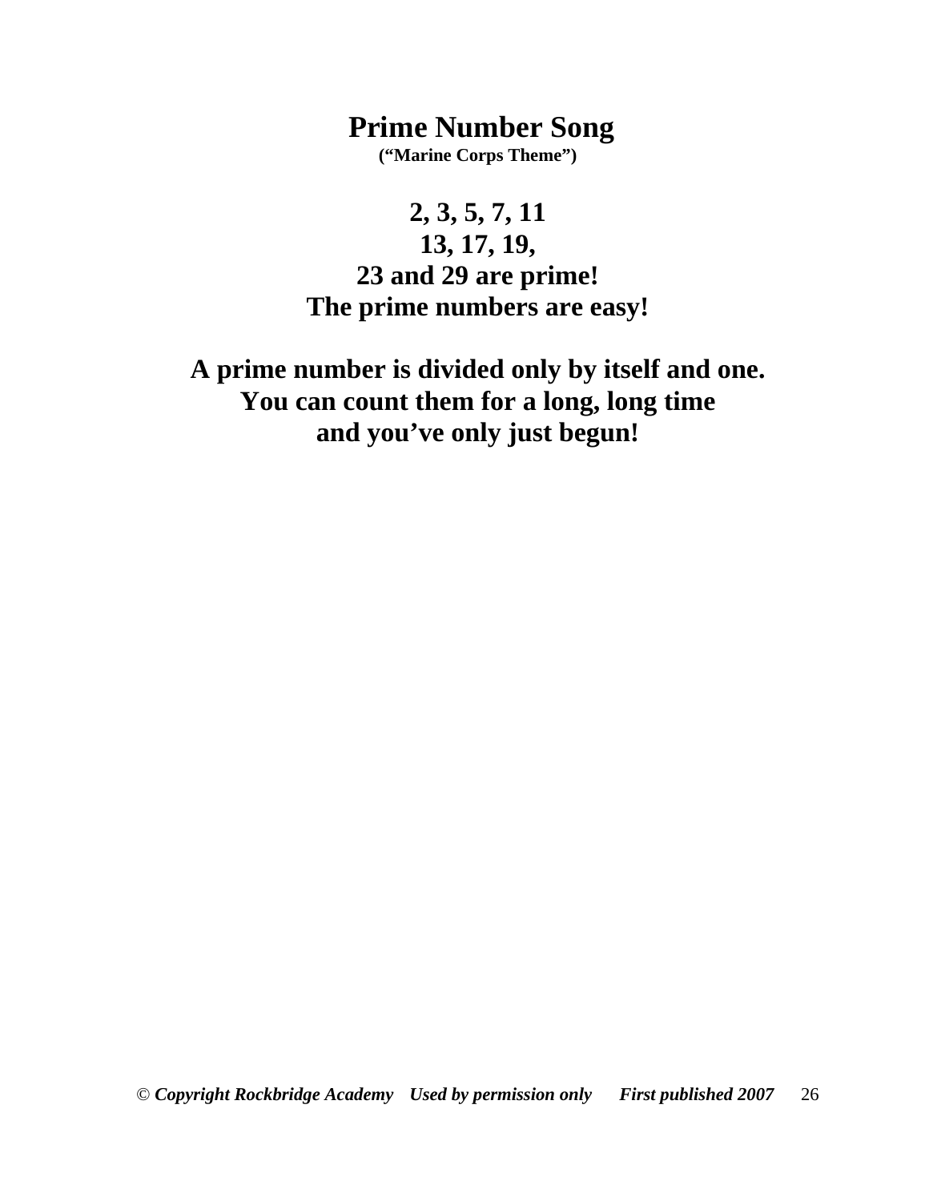# Prime Number Song

**("Marine Corps Theme")**

**2, 3, 5, 7, 11**
**13, 17, 19,**
**23 and 29 are prime!**
**The prime numbers are easy!**

**A prime number is divided only by itself and one.**
**You can count them for a long, long time**
**and you've only just begun!**

© ***Copyright Rockbridge Academy Used by permission only First published 2007***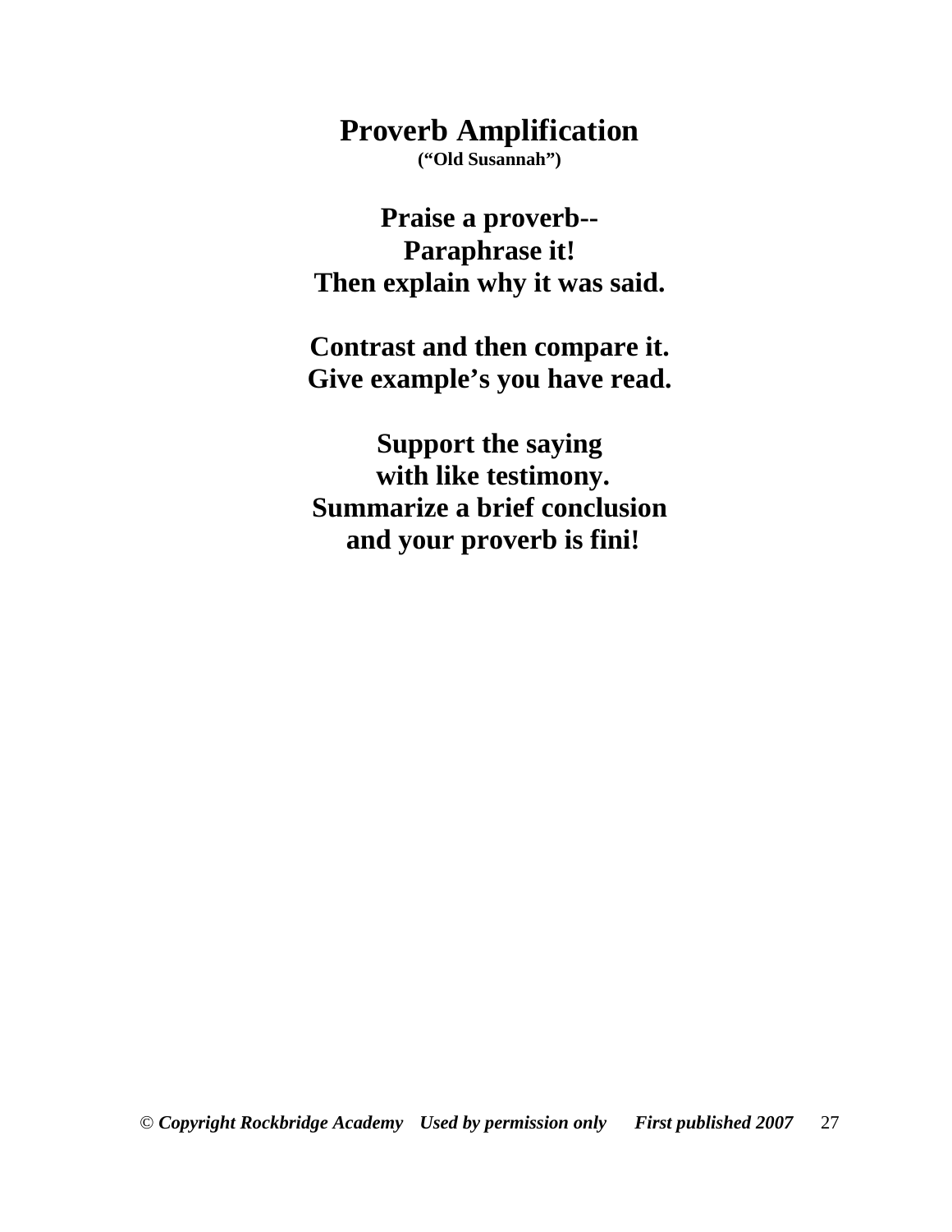# Proverb Amplification

**("Old Susannah")**

**Praise a proverb--**
**Paraphrase it!**
**Then explain why it was said.**

**Contrast and then compare it.**
**Give example's you have read.**

**Support the saying**
**with like testimony.**
**Summarize a brief conclusion**
**and your proverb is fini!**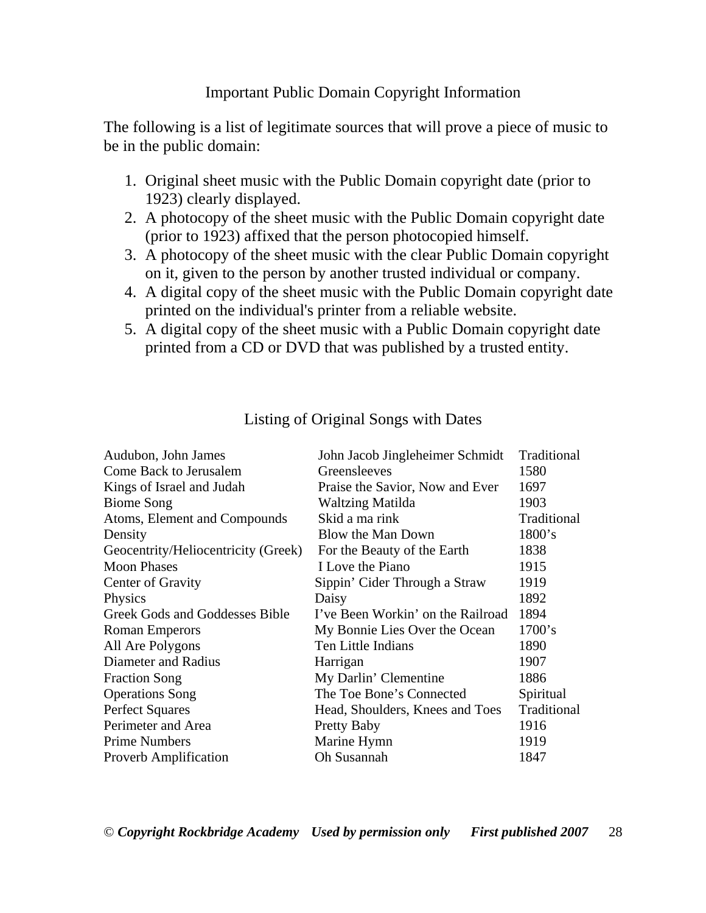## Important Public Domain Copyright Information

The following is a list of legitimate sources that will prove a piece of music to be in the public domain:

1. Original sheet music with the Public Domain copyright date (prior to 1923) clearly displayed.
2. A photocopy of the sheet music with the Public Domain copyright date (prior to 1923) affixed that the person photocopied himself.
3. A photocopy of the sheet music with the clear Public Domain copyright on it, given to the person by another trusted individual or company.
4. A digital copy of the sheet music with the Public Domain copyright date printed on the individual's printer from a reliable website.
5. A digital copy of the sheet music with a Public Domain copyright date printed from a CD or DVD that was published by a trusted entity.

## Listing of Original Songs with Dates

| | | |
|---|---|---|
| Audubon, John James | John Jacob Jingleheimer Schmidt | Traditional |
| Come Back to Jerusalem | Greensleeves | 1580 |
| Kings of Israel and Judah | Praise the Savior, Now and Ever | 1697 |
| Biome Song | Waltzing Matilda | 1903 |
| Atoms, Element and Compounds | Skid a ma rink | Traditional |
| Density | Blow the Man Down | 1800's |
| Geocentrity/Heliocentricity (Greek) | For the Beauty of the Earth | 1838 |
| Moon Phases | I Love the Piano | 1915 |
| Center of Gravity | Sippin' Cider Through a Straw | 1919 |
| Physics | Daisy | 1892 |
| Greek Gods and Goddesses Bible | I've Been Workin' on the Railroad | 1894 |
| Roman Emperors | My Bonnie Lies Over the Ocean | 1700's |
| All Are Polygons | Ten Little Indians | 1890 |
| Diameter and Radius | Harrigan | 1907 |
| Fraction Song | My Darlin' Clementine | 1886 |
| Operations Song | The Toe Bone's Connected | Spiritual |
| Perfect Squares | Head, Shoulders, Knees and Toes | Traditional |
| Perimeter and Area | Pretty Baby | 1916 |
| Prime Numbers | Marine Hymn | 1919 |
| Proverb Amplification | Oh Susannah | 1847 |